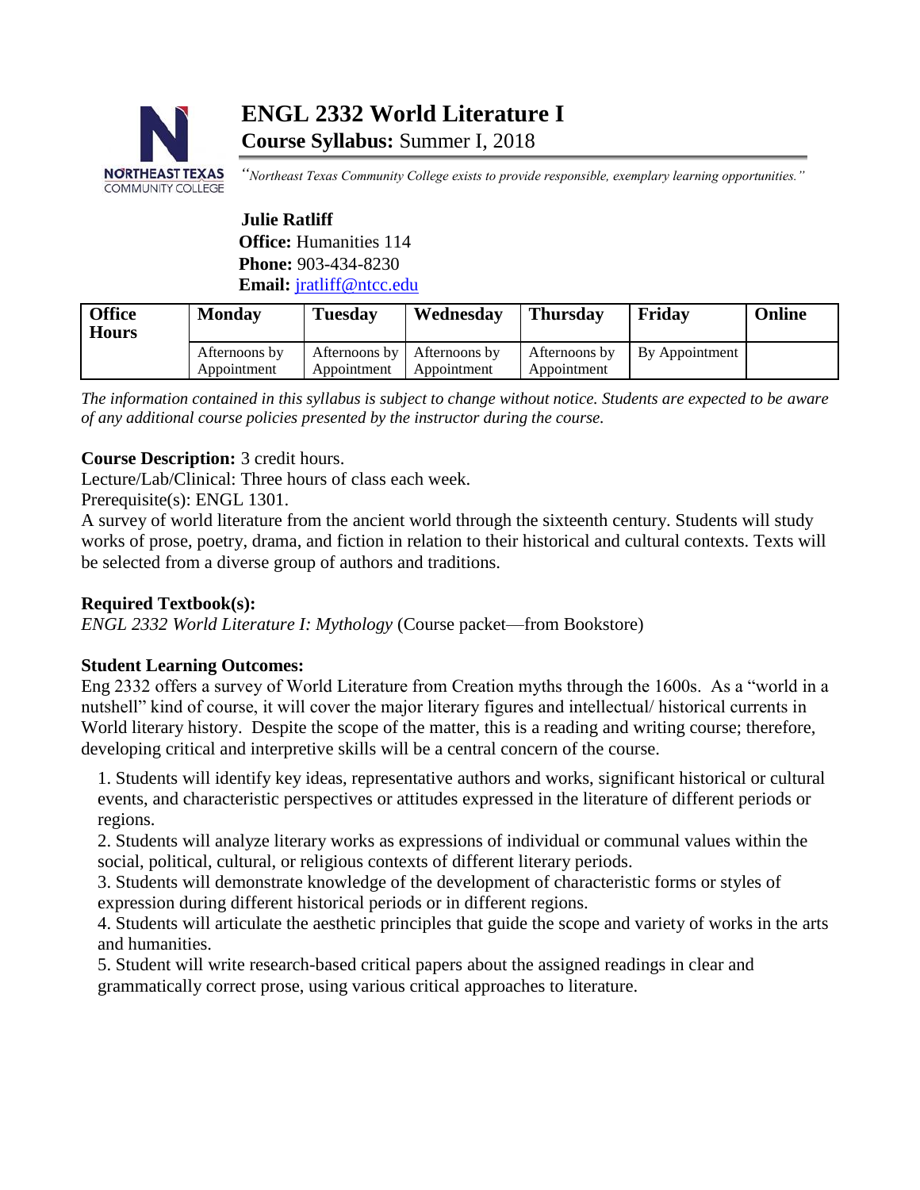# ENGL 2332 World Literature I

**Course Syllabus:** Summer I, 2018

*"Northeast Texas Community College exists to provide responsible, exemplary learning opportunities."*

**Julie Ratliff**
**Office:** Humanities 114
**Phone:** 903-434-8230
**Email:** jratliff@ntcc.edu

| Office Hours | Monday | Tuesday | Wednesday | Thursday | Friday | Online |
|---|---|---|---|---|---|---|
| | Afternoons by Appointment | Afternoons by Appointment | Afternoons by Appointment | Afternoons by Appointment | By Appointment | |

*The information contained in this syllabus is subject to change without notice. Students are expected to be aware of any additional course policies presented by the instructor during the course.*

**Course Description:** 3 credit hours.
Lecture/Lab/Clinical: Three hours of class each week.
Prerequisite(s): ENGL 1301.
A survey of world literature from the ancient world through the sixteenth century. Students will study works of prose, poetry, drama, and fiction in relation to their historical and cultural contexts. Texts will be selected from a diverse group of authors and traditions.

**Required Textbook(s):**
*ENGL 2332 World Literature I: Mythology* (Course packet—from Bookstore)

**Student Learning Outcomes:**
Eng 2332 offers a survey of World Literature from Creation myths through the 1600s. As a "world in a nutshell" kind of course, it will cover the major literary figures and intellectual/ historical currents in World literary history. Despite the scope of the matter, this is a reading and writing course; therefore, developing critical and interpretive skills will be a central concern of the course.

1. Students will identify key ideas, representative authors and works, significant historical or cultural events, and characteristic perspectives or attitudes expressed in the literature of different periods or regions.
2. Students will analyze literary works as expressions of individual or communal values within the social, political, cultural, or religious contexts of different literary periods.
3. Students will demonstrate knowledge of the development of characteristic forms or styles of expression during different historical periods or in different regions.
4. Students will articulate the aesthetic principles that guide the scope and variety of works in the arts and humanities.
5. Student will write research-based critical papers about the assigned readings in clear and grammatically correct prose, using various critical approaches to literature.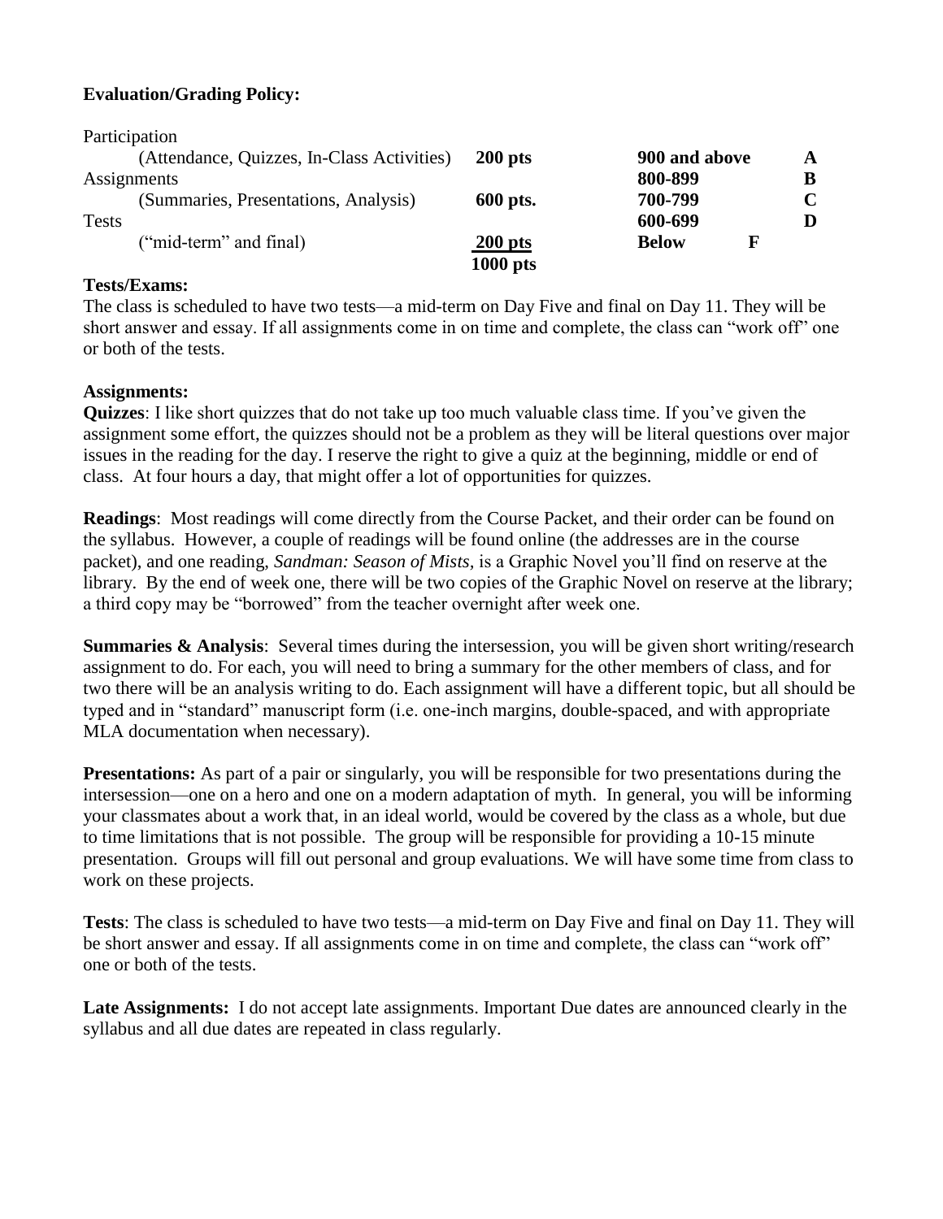**Evaluation/Grading Policy:**

| | | | |
|---|---|---|---|
| Participation | | | |
| (Attendance, Quizzes, In-Class Activities) | **200 pts** | **900 and above** | **A** |
| Assignments | | **800-899** | **B** |
| (Summaries, Presentations, Analysis) | **600 pts.** | **700-799** | **C** |
| Tests | | **600-699** | **D** |
| ("mid-term" and final) | **200 pts** | **Below** | **F** |
| | **1000 pts** | | |

**Tests/Exams:**

The class is scheduled to have two tests—a mid-term on Day Five and final on Day 11. They will be short answer and essay. If all assignments come in on time and complete, the class can "work off" one or both of the tests.

**Assignments:**

**Quizzes**: I like short quizzes that do not take up too much valuable class time. If you've given the assignment some effort, the quizzes should not be a problem as they will be literal questions over major issues in the reading for the day. I reserve the right to give a quiz at the beginning, middle or end of class. At four hours a day, that might offer a lot of opportunities for quizzes.

**Readings**: Most readings will come directly from the Course Packet, and their order can be found on the syllabus. However, a couple of readings will be found online (the addresses are in the course packet), and one reading, *Sandman: Season of Mists,* is a Graphic Novel you'll find on reserve at the library. By the end of week one, there will be two copies of the Graphic Novel on reserve at the library; a third copy may be "borrowed" from the teacher overnight after week one.

**Summaries & Analysis**: Several times during the intersession, you will be given short writing/research assignment to do. For each, you will need to bring a summary for the other members of class, and for two there will be an analysis writing to do. Each assignment will have a different topic, but all should be typed and in "standard" manuscript form (i.e. one-inch margins, double-spaced, and with appropriate MLA documentation when necessary).

**Presentations:** As part of a pair or singularly, you will be responsible for two presentations during the intersession—one on a hero and one on a modern adaptation of myth. In general, you will be informing your classmates about a work that, in an ideal world, would be covered by the class as a whole, but due to time limitations that is not possible. The group will be responsible for providing a 10-15 minute presentation. Groups will fill out personal and group evaluations. We will have some time from class to work on these projects.

**Tests**: The class is scheduled to have two tests—a mid-term on Day Five and final on Day 11. They will be short answer and essay. If all assignments come in on time and complete, the class can "work off" one or both of the tests.

**Late Assignments:** I do not accept late assignments. Important Due dates are announced clearly in the syllabus and all due dates are repeated in class regularly.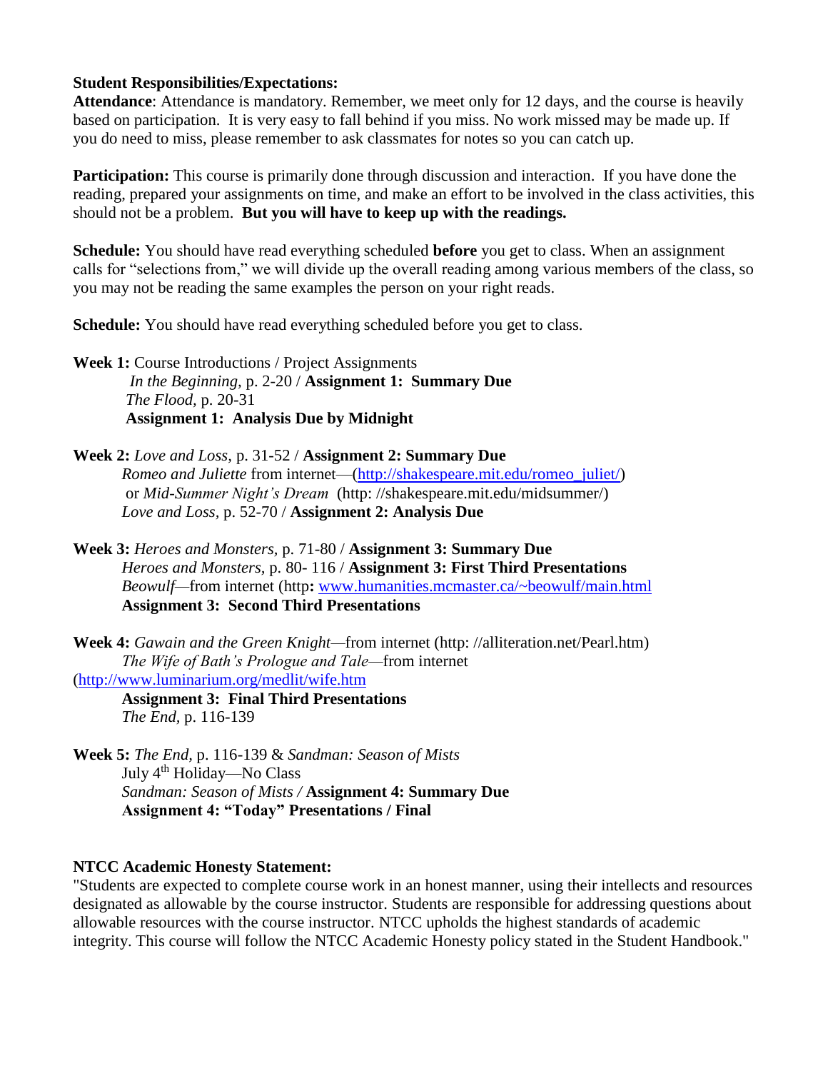**Student Responsibilities/Expectations:**

**Attendance**: Attendance is mandatory. Remember, we meet only for 12 days, and the course is heavily based on participation. It is very easy to fall behind if you miss. No work missed may be made up. If you do need to miss, please remember to ask classmates for notes so you can catch up.

**Participation:** This course is primarily done through discussion and interaction. If you have done the reading, prepared your assignments on time, and make an effort to be involved in the class activities, this should not be a problem. **But you will have to keep up with the readings.**

**Schedule:** You should have read everything scheduled **before** you get to class. When an assignment calls for "selections from," we will divide up the overall reading among various members of the class, so you may not be reading the same examples the person on your right reads.

**Schedule:** You should have read everything scheduled before you get to class.

**Week 1:** Course Introductions / Project Assignments
*In the Beginning,* p. 2-20 / **Assignment 1: Summary Due**
*The Flood,* p. 20-31
**Assignment 1: Analysis Due by Midnight**

**Week 2:** *Love and Loss,* p. 31-52 / **Assignment 2: Summary Due**
*Romeo and Juliette* from internet—(http://shakespeare.mit.edu/romeo_juliet/)
or *Mid-Summer Night's Dream* (http: //shakespeare.mit.edu/midsummer/)
*Love and Loss,* p. 52-70 / **Assignment 2: Analysis Due**

**Week 3:** *Heroes and Monsters,* p. 71-80 / **Assignment 3: Summary Due**
*Heroes and Monsters,* p. 80- 116 / **Assignment 3: First Third Presentations**
*Beowulf*—from internet (http**:** www.humanities.mcmaster.ca/~beowulf/main.html
**Assignment 3: Second Third Presentations**

**Week 4:** *Gawain and the Green Knight*—from internet (http: //alliteration.net/Pearl.htm)
*The Wife of Bath's Prologue and Tale*—from internet (http://www.luminarium.org/medlit/wife.htm
**Assignment 3: Final Third Presentations**
*The End,* p. 116-139

**Week 5:** *The End,* p. 116-139 & *Sandman: Season of Mists*
July 4th Holiday—No Class
*Sandman: Season of Mists /* **Assignment 4: Summary Due**
**Assignment 4: "Today" Presentations / Final**

**NTCC Academic Honesty Statement:**

"Students are expected to complete course work in an honest manner, using their intellects and resources designated as allowable by the course instructor. Students are responsible for addressing questions about allowable resources with the course instructor. NTCC upholds the highest standards of academic integrity. This course will follow the NTCC Academic Honesty policy stated in the Student Handbook."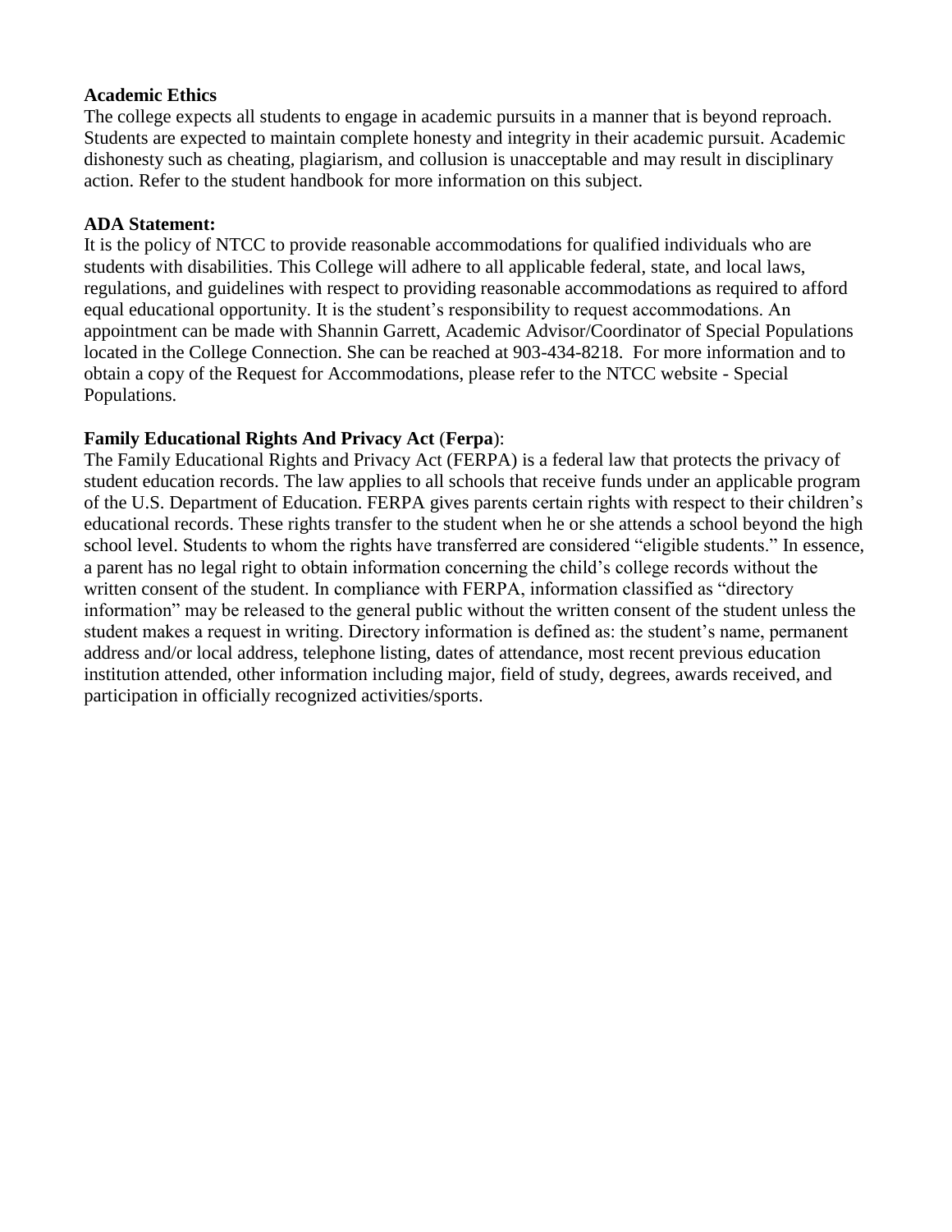**Academic Ethics**

The college expects all students to engage in academic pursuits in a manner that is beyond reproach. Students are expected to maintain complete honesty and integrity in their academic pursuit. Academic dishonesty such as cheating, plagiarism, and collusion is unacceptable and may result in disciplinary action. Refer to the student handbook for more information on this subject.

**ADA Statement:**

It is the policy of NTCC to provide reasonable accommodations for qualified individuals who are students with disabilities. This College will adhere to all applicable federal, state, and local laws, regulations, and guidelines with respect to providing reasonable accommodations as required to afford equal educational opportunity. It is the student's responsibility to request accommodations. An appointment can be made with Shannin Garrett, Academic Advisor/Coordinator of Special Populations located in the College Connection. She can be reached at 903-434-8218. For more information and to obtain a copy of the Request for Accommodations, please refer to the NTCC website - Special Populations.

**Family Educational Rights And Privacy Act** (**Ferpa**):

The Family Educational Rights and Privacy Act (FERPA) is a federal law that protects the privacy of student education records. The law applies to all schools that receive funds under an applicable program of the U.S. Department of Education. FERPA gives parents certain rights with respect to their children's educational records. These rights transfer to the student when he or she attends a school beyond the high school level. Students to whom the rights have transferred are considered "eligible students." In essence, a parent has no legal right to obtain information concerning the child's college records without the written consent of the student. In compliance with FERPA, information classified as "directory information" may be released to the general public without the written consent of the student unless the student makes a request in writing. Directory information is defined as: the student's name, permanent address and/or local address, telephone listing, dates of attendance, most recent previous education institution attended, other information including major, field of study, degrees, awards received, and participation in officially recognized activities/sports.